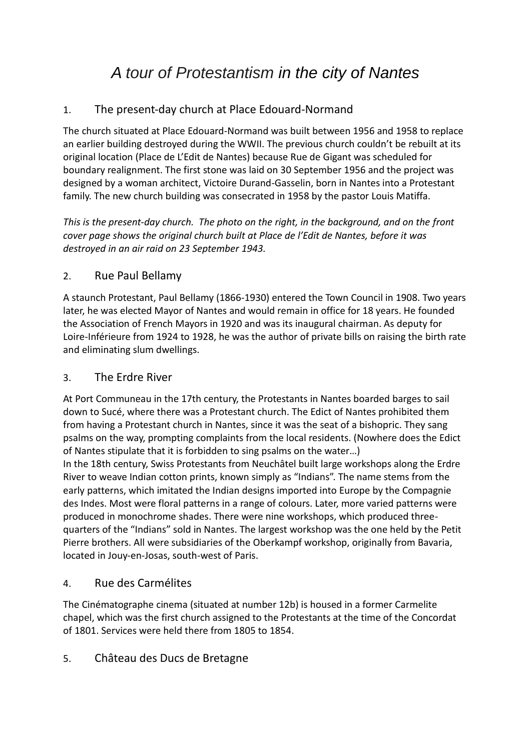# *A tour of Protestantism in the city of Nantes*

## 1. The present-day church at Place Edouard-Normand

The church situated at Place Edouard-Normand was built between 1956 and 1958 to replace an earlier building destroyed during the WWII. The previous church couldn't be rebuilt at its original location (Place de L'Edit de Nantes) because Rue de Gigant was scheduled for boundary realignment. The first stone was laid on 30 September 1956 and the project was designed by a woman architect, Victoire Durand-Gasselin, born in Nantes into a Protestant family. The new church building was consecrated in 1958 by the pastor Louis Matiffa.

*This is the present-day church. The photo on the right, in the background, and on the front cover page shows the original church built at Place de l'Edit de Nantes, before it was destroyed in an air raid on 23 September 1943.*

## 2. Rue Paul Bellamy

A staunch Protestant, Paul Bellamy (1866-1930) entered the Town Council in 1908. Two years later, he was elected Mayor of Nantes and would remain in office for 18 years. He founded the Association of French Mayors in 1920 and was its inaugural chairman. As deputy for Loire-Inférieure from 1924 to 1928, he was the author of private bills on raising the birth rate and eliminating slum dwellings.

## 3. The Erdre River

At Port Communeau in the 17th century, the Protestants in Nantes boarded barges to sail down to Sucé, where there was a Protestant church. The Edict of Nantes prohibited them from having a Protestant church in Nantes, since it was the seat of a bishopric. They sang psalms on the way, prompting complaints from the local residents. (Nowhere does the Edict of Nantes stipulate that it is forbidden to sing psalms on the water…)
In the 18th century, Swiss Protestants from Neuchâtel built large workshops along the Erdre River to weave Indian cotton prints, known simply as "Indians". The name stems from the early patterns, which imitated the Indian designs imported into Europe by the Compagnie des Indes. Most were floral patterns in a range of colours. Later, more varied patterns were produced in monochrome shades. There were nine workshops, which produced three-quarters of the "Indians" sold in Nantes. The largest workshop was the one held by the Petit Pierre brothers. All were subsidiaries of the Oberkampf workshop, originally from Bavaria, located in Jouy-en-Josas, south-west of Paris.

## 4. Rue des Carmélites

The Cinématographe cinema (situated at number 12b) is housed in a former Carmelite chapel, which was the first church assigned to the Protestants at the time of the Concordat of 1801. Services were held there from 1805 to 1854.

## 5. Château des Ducs de Bretagne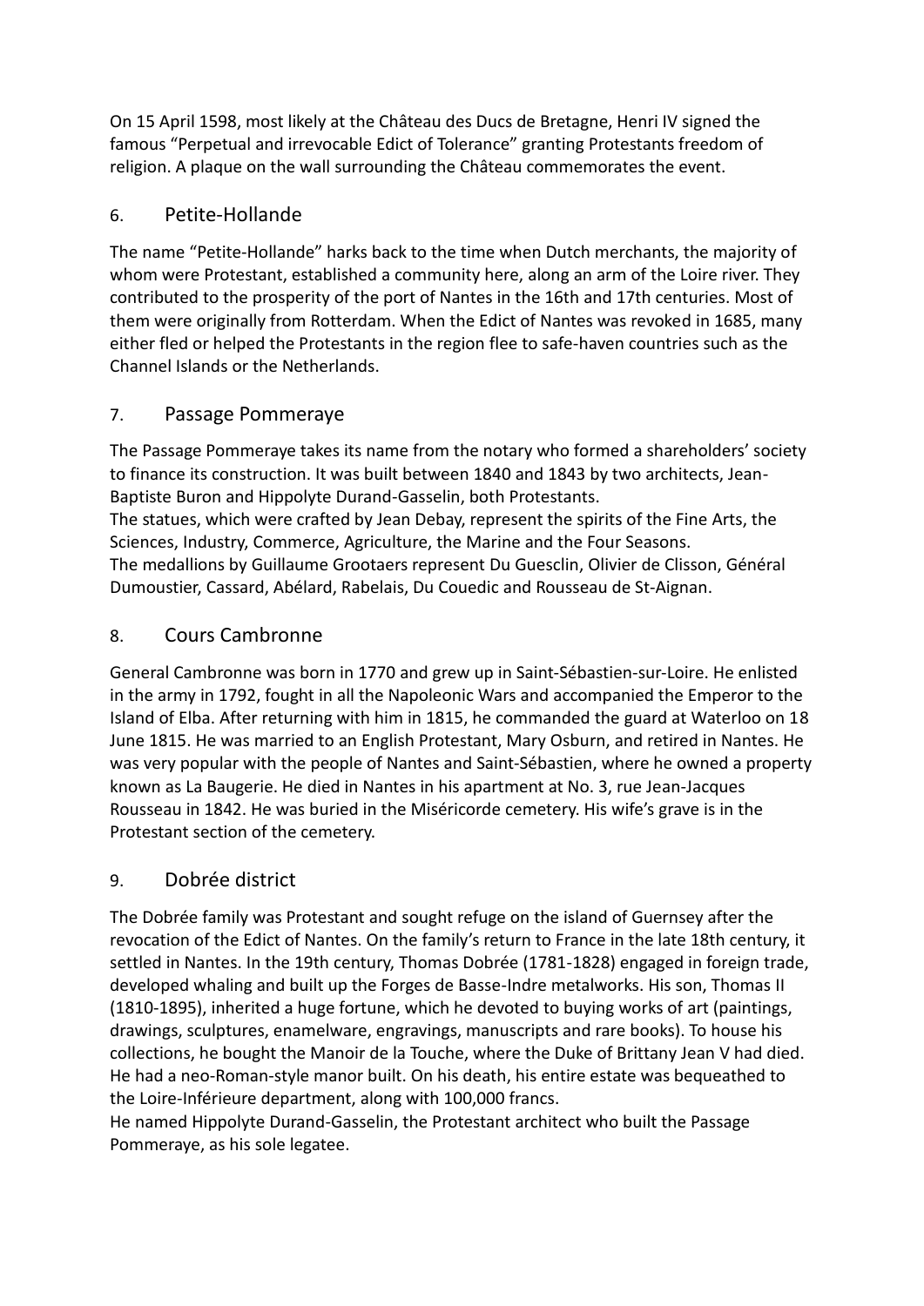On 15 April 1598, most likely at the Château des Ducs de Bretagne, Henri IV signed the famous "Perpetual and irrevocable Edict of Tolerance" granting Protestants freedom of religion. A plaque on the wall surrounding the Château commemorates the event.

## 6. Petite-Hollande

The name "Petite-Hollande" harks back to the time when Dutch merchants, the majority of whom were Protestant, established a community here, along an arm of the Loire river. They contributed to the prosperity of the port of Nantes in the 16th and 17th centuries. Most of them were originally from Rotterdam. When the Edict of Nantes was revoked in 1685, many either fled or helped the Protestants in the region flee to safe-haven countries such as the Channel Islands or the Netherlands.

## 7. Passage Pommeraye

The Passage Pommeraye takes its name from the notary who formed a shareholders' society to finance its construction. It was built between 1840 and 1843 by two architects, Jean-Baptiste Buron and Hippolyte Durand-Gasselin, both Protestants.
The statues, which were crafted by Jean Debay, represent the spirits of the Fine Arts, the Sciences, Industry, Commerce, Agriculture, the Marine and the Four Seasons.
The medallions by Guillaume Grootaers represent Du Guesclin, Olivier de Clisson, Général Dumoustier, Cassard, Abélard, Rabelais, Du Couedic and Rousseau de St-Aignan.

## 8. Cours Cambronne

General Cambronne was born in 1770 and grew up in Saint-Sébastien-sur-Loire. He enlisted in the army in 1792, fought in all the Napoleonic Wars and accompanied the Emperor to the Island of Elba. After returning with him in 1815, he commanded the guard at Waterloo on 18 June 1815. He was married to an English Protestant, Mary Osburn, and retired in Nantes. He was very popular with the people of Nantes and Saint-Sébastien, where he owned a property known as La Baugerie. He died in Nantes in his apartment at No. 3, rue Jean-Jacques Rousseau in 1842. He was buried in the Miséricorde cemetery. His wife's grave is in the Protestant section of the cemetery.

## 9. Dobrée district

The Dobrée family was Protestant and sought refuge on the island of Guernsey after the revocation of the Edict of Nantes. On the family's return to France in the late 18th century, it settled in Nantes. In the 19th century, Thomas Dobrée (1781-1828) engaged in foreign trade, developed whaling and built up the Forges de Basse-Indre metalworks. His son, Thomas II (1810-1895), inherited a huge fortune, which he devoted to buying works of art (paintings, drawings, sculptures, enamelware, engravings, manuscripts and rare books). To house his collections, he bought the Manoir de la Touche, where the Duke of Brittany Jean V had died. He had a neo-Roman-style manor built. On his death, his entire estate was bequeathed to the Loire-Inférieure department, along with 100,000 francs.
He named Hippolyte Durand-Gasselin, the Protestant architect who built the Passage Pommeraye, as his sole legatee.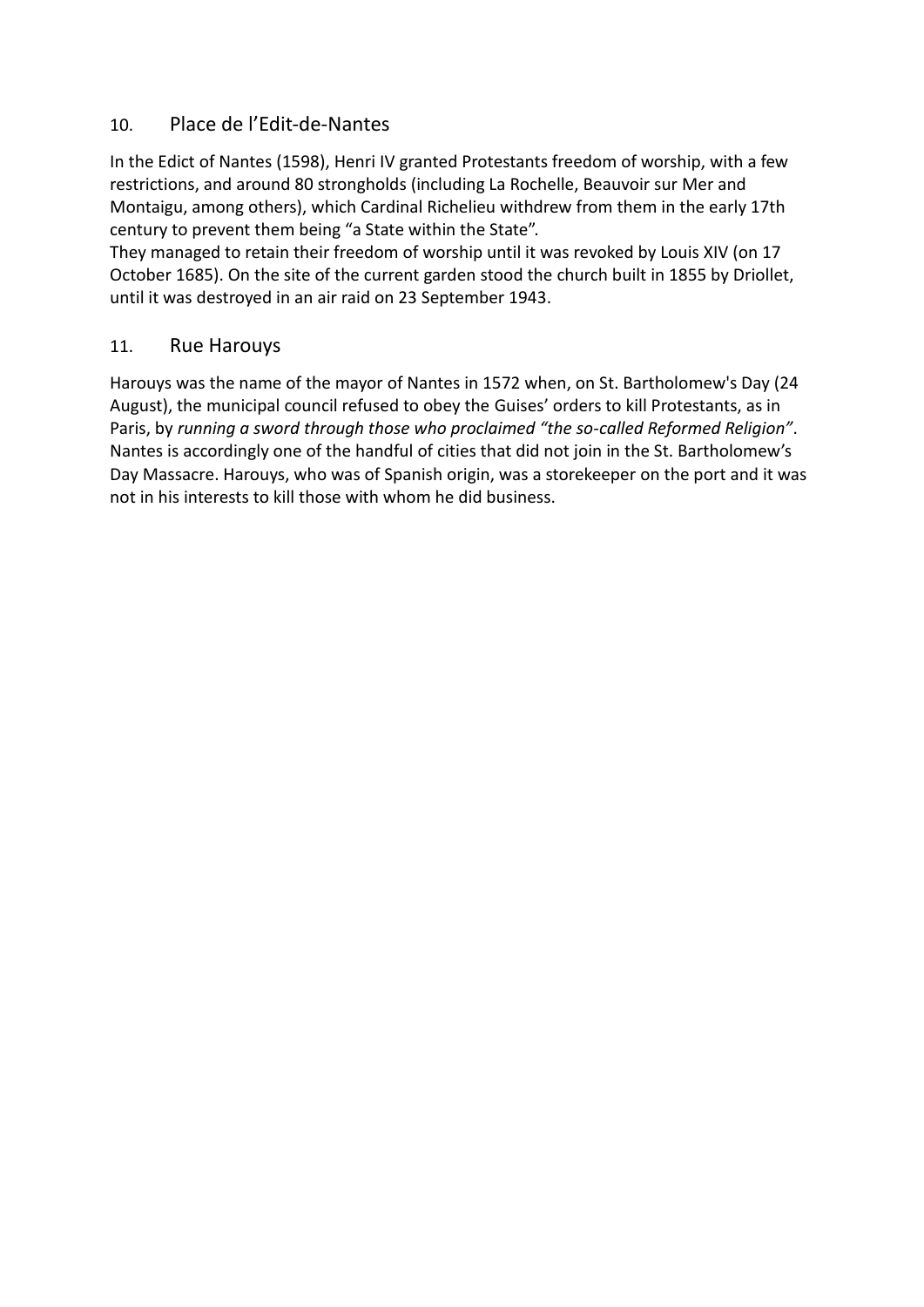## 10. Place de l'Edit-de-Nantes

In the Edict of Nantes (1598), Henri IV granted Protestants freedom of worship, with a few restrictions, and around 80 strongholds (including La Rochelle, Beauvoir sur Mer and Montaigu, among others), which Cardinal Richelieu withdrew from them in the early 17th century to prevent them being "a State within the State".
They managed to retain their freedom of worship until it was revoked by Louis XIV (on 17 October 1685). On the site of the current garden stood the church built in 1855 by Driollet, until it was destroyed in an air raid on 23 September 1943.

## 11. Rue Harouys

Harouys was the name of the mayor of Nantes in 1572 when, on St. Bartholomew's Day (24 August), the municipal council refused to obey the Guises' orders to kill Protestants, as in Paris, by *running a sword through those who proclaimed "the so-called Reformed Religion"*. Nantes is accordingly one of the handful of cities that did not join in the St. Bartholomew's Day Massacre. Harouys, who was of Spanish origin, was a storekeeper on the port and it was not in his interests to kill those with whom he did business.